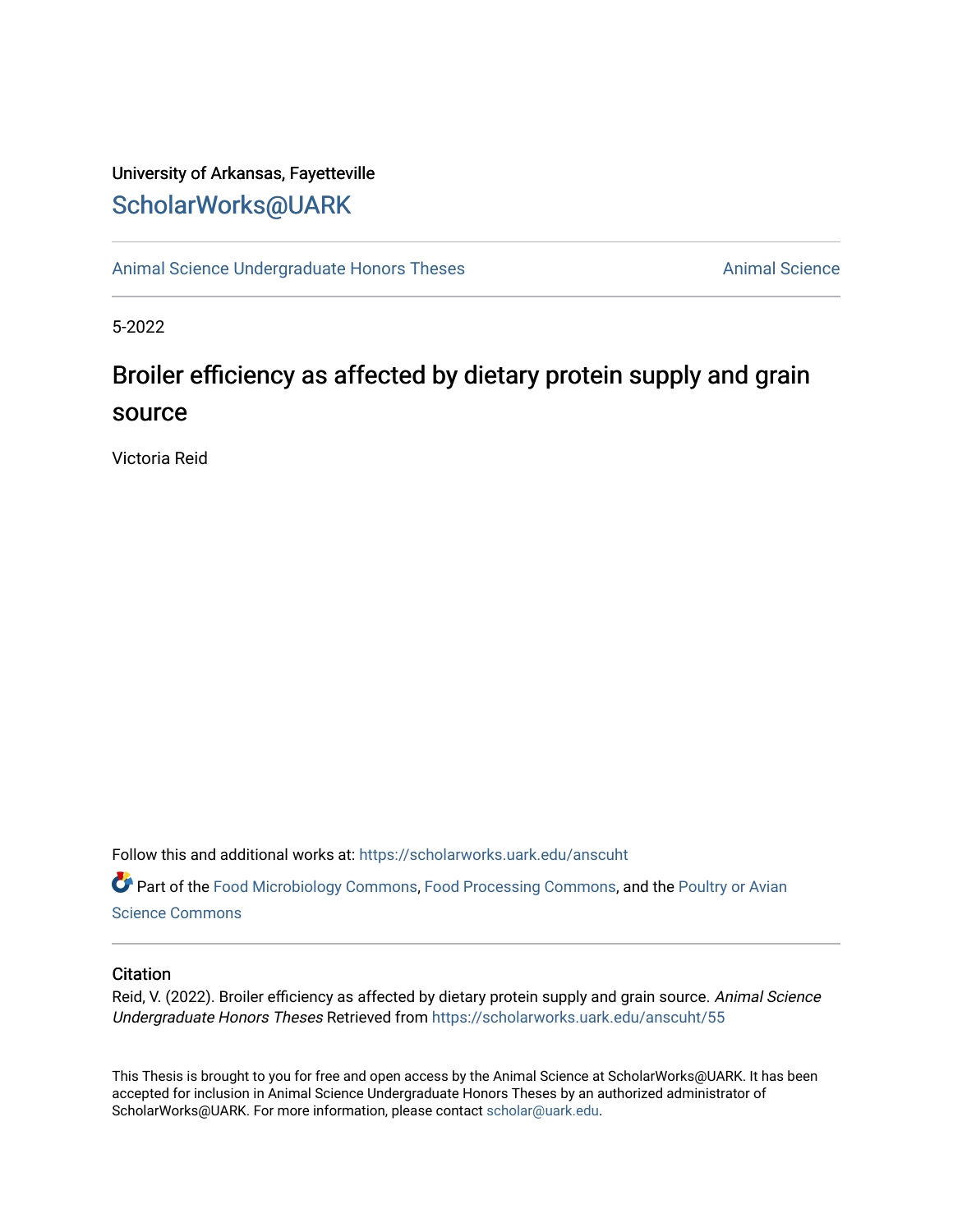University of Arkansas, Fayetteville

ScholarWorks@UARK

Animal Science Undergraduate Honors Theses

Animal Science

5-2022

# Broiler efficiency as affected by dietary protein supply and grain source

Victoria Reid

Follow this and additional works at: https://scholarworks.uark.edu/anscuht

Part of the Food Microbiology Commons, Food Processing Commons, and the Poultry or Avian Science Commons

## Citation

Reid, V. (2022). Broiler efficiency as affected by dietary protein supply and grain source. *Animal Science Undergraduate Honors Theses* Retrieved from https://scholarworks.uark.edu/anscuht/55

This Thesis is brought to you for free and open access by the Animal Science at ScholarWorks@UARK. It has been accepted for inclusion in Animal Science Undergraduate Honors Theses by an authorized administrator of ScholarWorks@UARK. For more information, please contact scholar@uark.edu.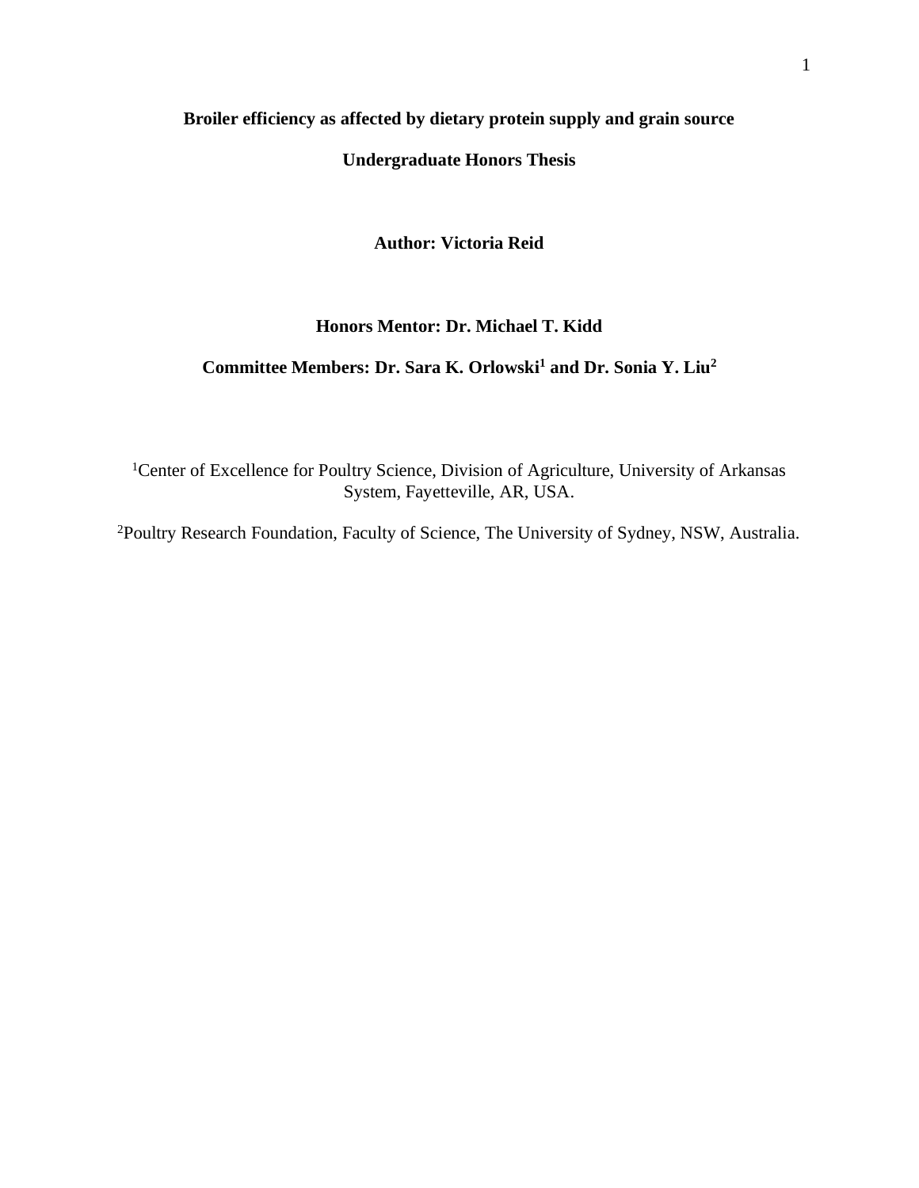**Broiler efficiency as affected by dietary protein supply and grain source**

**Undergraduate Honors Thesis**

**Author: Victoria Reid**

**Honors Mentor: Dr. Michael T. Kidd**

**Committee Members: Dr. Sara K. Orlowski[1] and Dr. Sonia Y. Liu[2]**

[1]Center of Excellence for Poultry Science, Division of Agriculture, University of Arkansas System, Fayetteville, AR, USA.

[2]Poultry Research Foundation, Faculty of Science, The University of Sydney, NSW, Australia.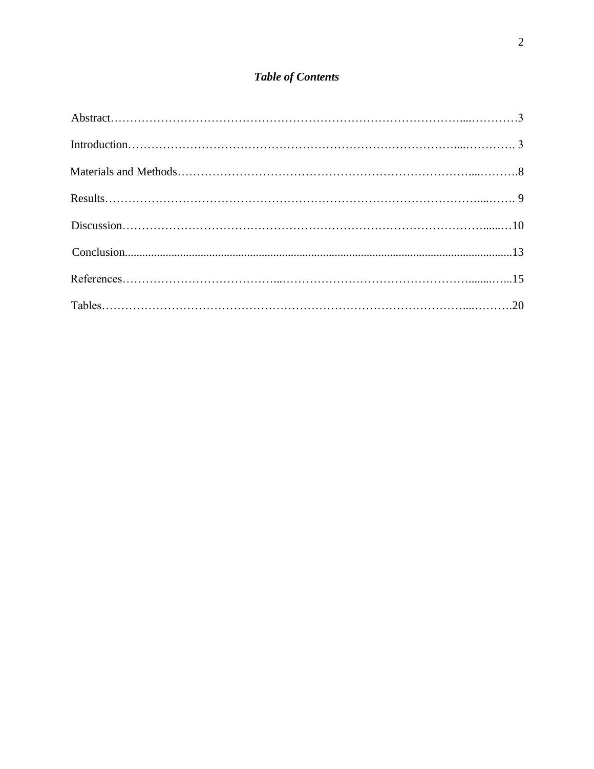# ***Table of Contents***

Abstract……………………………………………………………………………………………3

Introduction…………………………………………………………………………………………3

Materials and Methods…………………………………………………………………………8

Results………………………………………………………………………………………………9

Discussion…………………………………………………………………………………………10

Conclusion…………………………………………………………………………………………13

References…………………………………………………………………………………………15

Tables………………………………………………………………………………………………20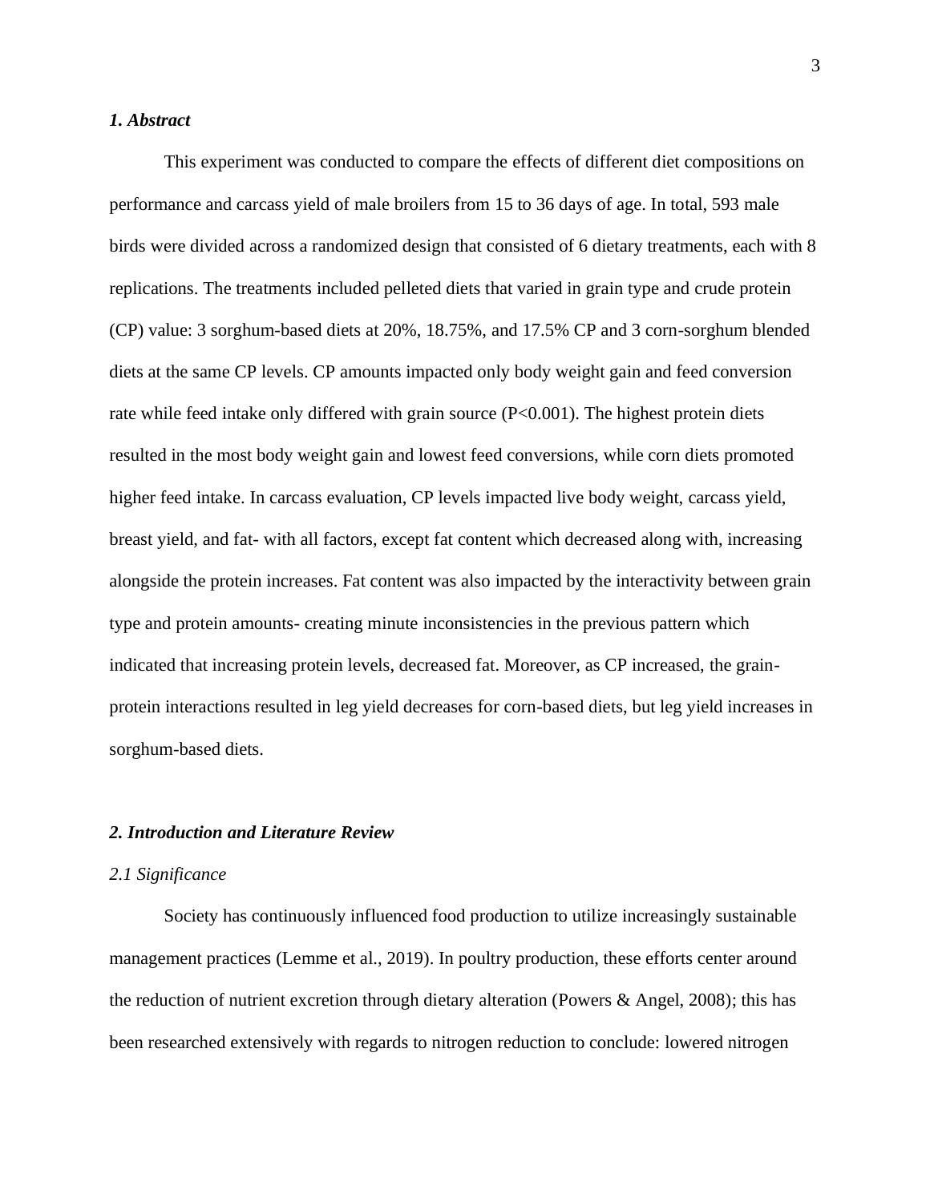### *1. Abstract*

This experiment was conducted to compare the effects of different diet compositions on performance and carcass yield of male broilers from 15 to 36 days of age. In total, 593 male birds were divided across a randomized design that consisted of 6 dietary treatments, each with 8 replications. The treatments included pelleted diets that varied in grain type and crude protein (CP) value: 3 sorghum-based diets at 20%, 18.75%, and 17.5% CP and 3 corn-sorghum blended diets at the same CP levels. CP amounts impacted only body weight gain and feed conversion rate while feed intake only differed with grain source ($P<0.001$). The highest protein diets resulted in the most body weight gain and lowest feed conversions, while corn diets promoted higher feed intake. In carcass evaluation, CP levels impacted live body weight, carcass yield, breast yield, and fat- with all factors, except fat content which decreased along with, increasing alongside the protein increases. Fat content was also impacted by the interactivity between grain type and protein amounts- creating minute inconsistencies in the previous pattern which indicated that increasing protein levels, decreased fat. Moreover, as CP increased, the grain-protein interactions resulted in leg yield decreases for corn-based diets, but leg yield increases in sorghum-based diets.

### *2. Introduction and Literature Review*

#### *2.1 Significance*

Society has continuously influenced food production to utilize increasingly sustainable management practices (Lemme et al., 2019). In poultry production, these efforts center around the reduction of nutrient excretion through dietary alteration (Powers & Angel, 2008); this has been researched extensively with regards to nitrogen reduction to conclude: lowered nitrogen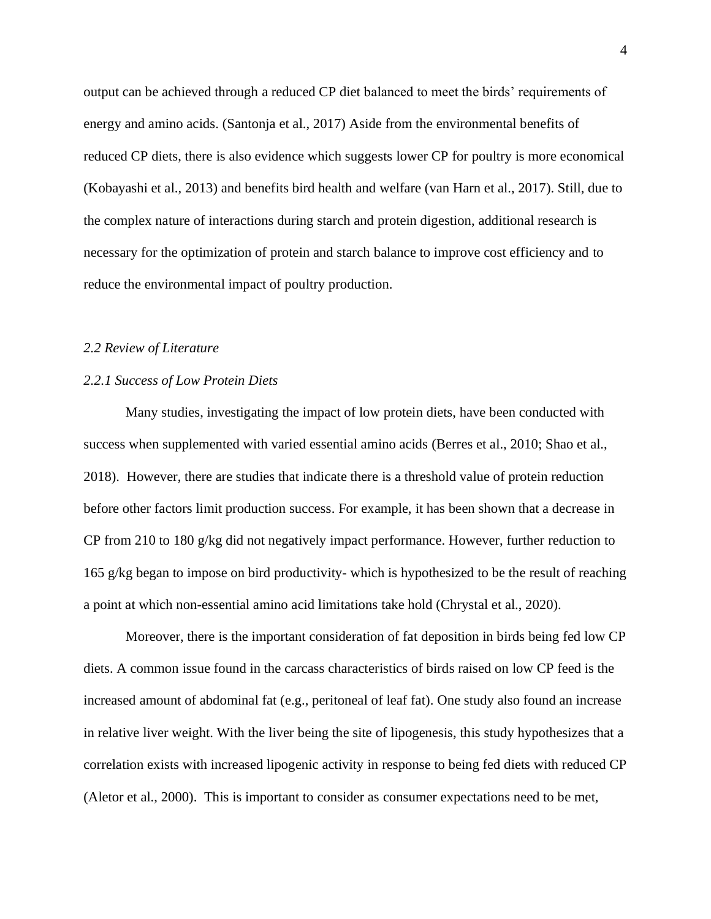output can be achieved through a reduced CP diet balanced to meet the birds' requirements of energy and amino acids. (Santonja et al., 2017) Aside from the environmental benefits of reduced CP diets, there is also evidence which suggests lower CP for poultry is more economical (Kobayashi et al., 2013) and benefits bird health and welfare (van Harn et al., 2017). Still, due to the complex nature of interactions during starch and protein digestion, additional research is necessary for the optimization of protein and starch balance to improve cost efficiency and to reduce the environmental impact of poultry production.

### *2.2 Review of Literature*

#### *2.2.1 Success of Low Protein Diets*

Many studies, investigating the impact of low protein diets, have been conducted with success when supplemented with varied essential amino acids (Berres et al., 2010; Shao et al., 2018). However, there are studies that indicate there is a threshold value of protein reduction before other factors limit production success. For example, it has been shown that a decrease in CP from 210 to 180 g/kg did not negatively impact performance. However, further reduction to 165 g/kg began to impose on bird productivity- which is hypothesized to be the result of reaching a point at which non-essential amino acid limitations take hold (Chrystal et al., 2020).

Moreover, there is the important consideration of fat deposition in birds being fed low CP diets. A common issue found in the carcass characteristics of birds raised on low CP feed is the increased amount of abdominal fat (e.g., peritoneal of leaf fat). One study also found an increase in relative liver weight. With the liver being the site of lipogenesis, this study hypothesizes that a correlation exists with increased lipogenic activity in response to being fed diets with reduced CP (Aletor et al., 2000). This is important to consider as consumer expectations need to be met,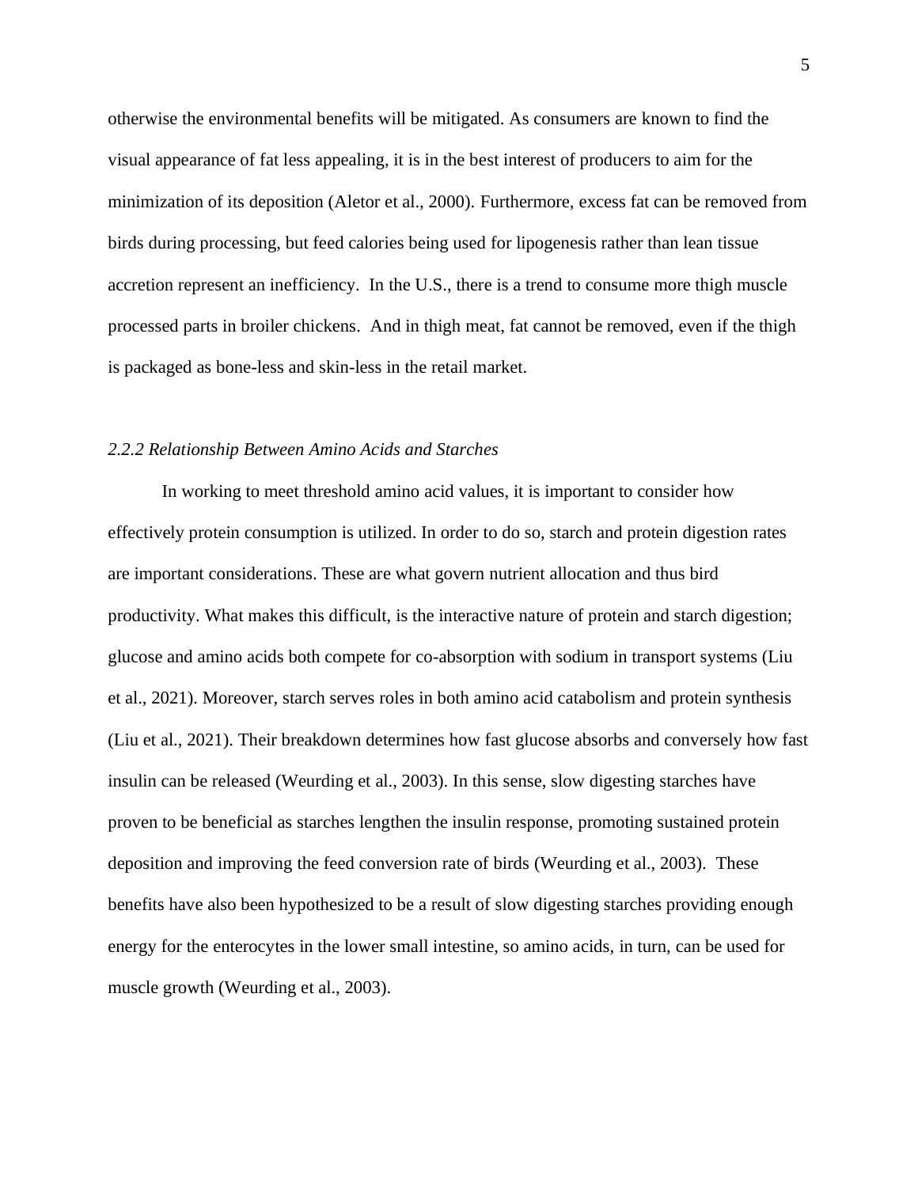otherwise the environmental benefits will be mitigated. As consumers are known to find the visual appearance of fat less appealing, it is in the best interest of producers to aim for the minimization of its deposition (Aletor et al., 2000). Furthermore, excess fat can be removed from birds during processing, but feed calories being used for lipogenesis rather than lean tissue accretion represent an inefficiency. In the U.S., there is a trend to consume more thigh muscle processed parts in broiler chickens. And in thigh meat, fat cannot be removed, even if the thigh is packaged as bone-less and skin-less in the retail market.

*2.2.2 Relationship Between Amino Acids and Starches*

In working to meet threshold amino acid values, it is important to consider how effectively protein consumption is utilized. In order to do so, starch and protein digestion rates are important considerations. These are what govern nutrient allocation and thus bird productivity. What makes this difficult, is the interactive nature of protein and starch digestion; glucose and amino acids both compete for co-absorption with sodium in transport systems (Liu et al., 2021). Moreover, starch serves roles in both amino acid catabolism and protein synthesis (Liu et al., 2021). Their breakdown determines how fast glucose absorbs and conversely how fast insulin can be released (Weurding et al., 2003). In this sense, slow digesting starches have proven to be beneficial as starches lengthen the insulin response, promoting sustained protein deposition and improving the feed conversion rate of birds (Weurding et al., 2003). These benefits have also been hypothesized to be a result of slow digesting starches providing enough energy for the enterocytes in the lower small intestine, so amino acids, in turn, can be used for muscle growth (Weurding et al., 2003).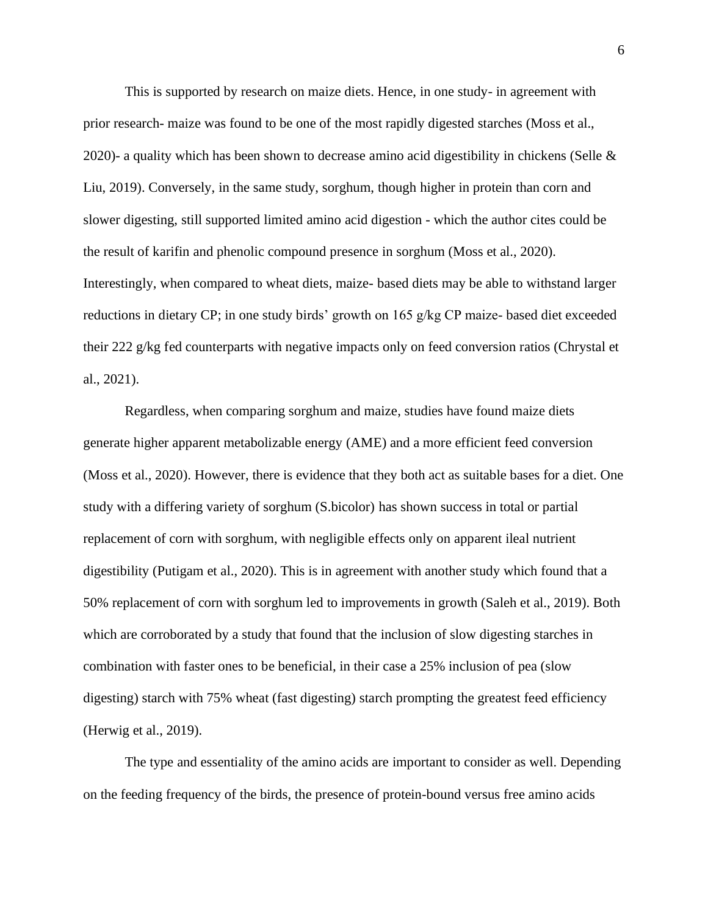This is supported by research on maize diets. Hence, in one study- in agreement with prior research- maize was found to be one of the most rapidly digested starches (Moss et al., 2020)- a quality which has been shown to decrease amino acid digestibility in chickens (Selle & Liu, 2019). Conversely, in the same study, sorghum, though higher in protein than corn and slower digesting, still supported limited amino acid digestion - which the author cites could be the result of karifin and phenolic compound presence in sorghum (Moss et al., 2020). Interestingly, when compared to wheat diets, maize- based diets may be able to withstand larger reductions in dietary CP; in one study birds' growth on 165 g/kg CP maize- based diet exceeded their 222 g/kg fed counterparts with negative impacts only on feed conversion ratios (Chrystal et al., 2021).

Regardless, when comparing sorghum and maize, studies have found maize diets generate higher apparent metabolizable energy (AME) and a more efficient feed conversion (Moss et al., 2020). However, there is evidence that they both act as suitable bases for a diet. One study with a differing variety of sorghum (S.bicolor) has shown success in total or partial replacement of corn with sorghum, with negligible effects only on apparent ileal nutrient digestibility (Putigam et al., 2020). This is in agreement with another study which found that a 50% replacement of corn with sorghum led to improvements in growth (Saleh et al., 2019). Both which are corroborated by a study that found that the inclusion of slow digesting starches in combination with faster ones to be beneficial, in their case a 25% inclusion of pea (slow digesting) starch with 75% wheat (fast digesting) starch prompting the greatest feed efficiency (Herwig et al., 2019).

The type and essentiality of the amino acids are important to consider as well. Depending on the feeding frequency of the birds, the presence of protein-bound versus free amino acids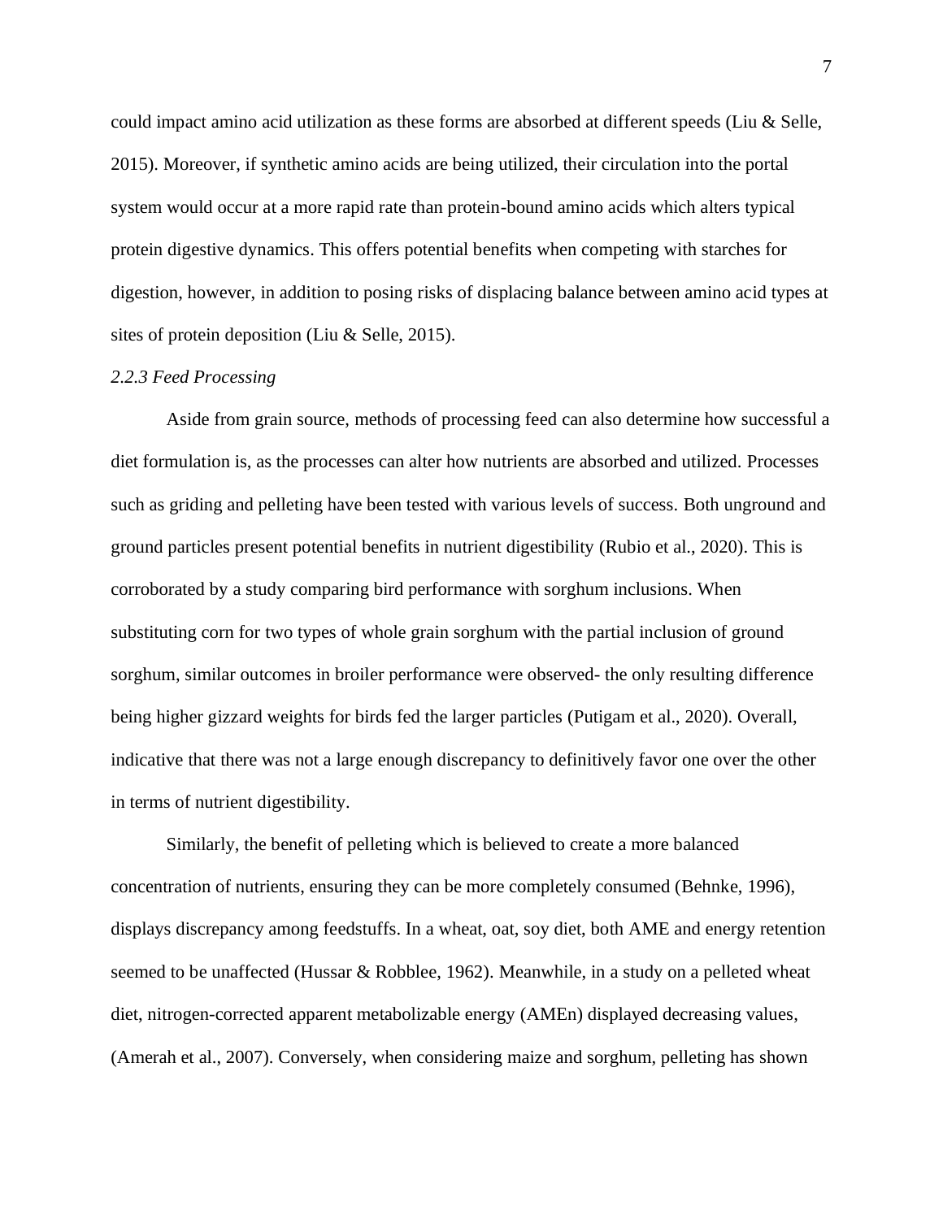could impact amino acid utilization as these forms are absorbed at different speeds (Liu & Selle, 2015). Moreover, if synthetic amino acids are being utilized, their circulation into the portal system would occur at a more rapid rate than protein-bound amino acids which alters typical protein digestive dynamics. This offers potential benefits when competing with starches for digestion, however, in addition to posing risks of displacing balance between amino acid types at sites of protein deposition (Liu & Selle, 2015).

### *2.2.3 Feed Processing*

Aside from grain source, methods of processing feed can also determine how successful a diet formulation is, as the processes can alter how nutrients are absorbed and utilized. Processes such as griding and pelleting have been tested with various levels of success. Both unground and ground particles present potential benefits in nutrient digestibility (Rubio et al., 2020). This is corroborated by a study comparing bird performance with sorghum inclusions. When substituting corn for two types of whole grain sorghum with the partial inclusion of ground sorghum, similar outcomes in broiler performance were observed- the only resulting difference being higher gizzard weights for birds fed the larger particles (Putigam et al., 2020). Overall, indicative that there was not a large enough discrepancy to definitively favor one over the other in terms of nutrient digestibility.

Similarly, the benefit of pelleting which is believed to create a more balanced concentration of nutrients, ensuring they can be more completely consumed (Behnke, 1996), displays discrepancy among feedstuffs. In a wheat, oat, soy diet, both AME and energy retention seemed to be unaffected (Hussar & Robblee, 1962). Meanwhile, in a study on a pelleted wheat diet, nitrogen-corrected apparent metabolizable energy (AMEn) displayed decreasing values, (Amerah et al., 2007). Conversely, when considering maize and sorghum, pelleting has shown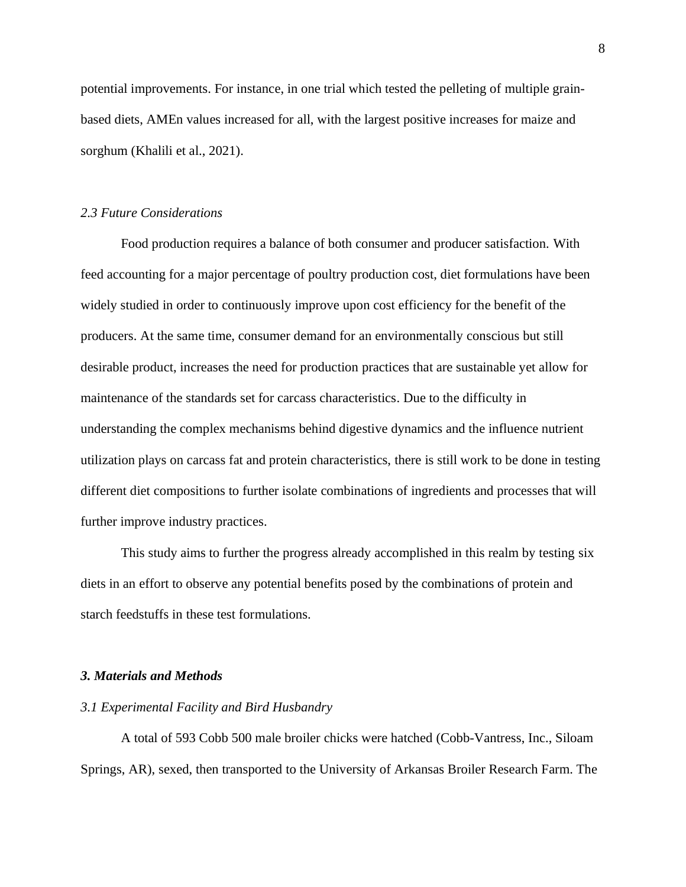potential improvements. For instance, in one trial which tested the pelleting of multiple grain-based diets, AMEn values increased for all, with the largest positive increases for maize and sorghum (Khalili et al., 2021).

### *2.3 Future Considerations*

Food production requires a balance of both consumer and producer satisfaction. With feed accounting for a major percentage of poultry production cost, diet formulations have been widely studied in order to continuously improve upon cost efficiency for the benefit of the producers. At the same time, consumer demand for an environmentally conscious but still desirable product, increases the need for production practices that are sustainable yet allow for maintenance of the standards set for carcass characteristics. Due to the difficulty in understanding the complex mechanisms behind digestive dynamics and the influence nutrient utilization plays on carcass fat and protein characteristics, there is still work to be done in testing different diet compositions to further isolate combinations of ingredients and processes that will further improve industry practices.

This study aims to further the progress already accomplished in this realm by testing six diets in an effort to observe any potential benefits posed by the combinations of protein and starch feedstuffs in these test formulations.

## ***3. Materials and Methods***

### *3.1 Experimental Facility and Bird Husbandry*

A total of 593 Cobb 500 male broiler chicks were hatched (Cobb-Vantress, Inc., Siloam Springs, AR), sexed, then transported to the University of Arkansas Broiler Research Farm. The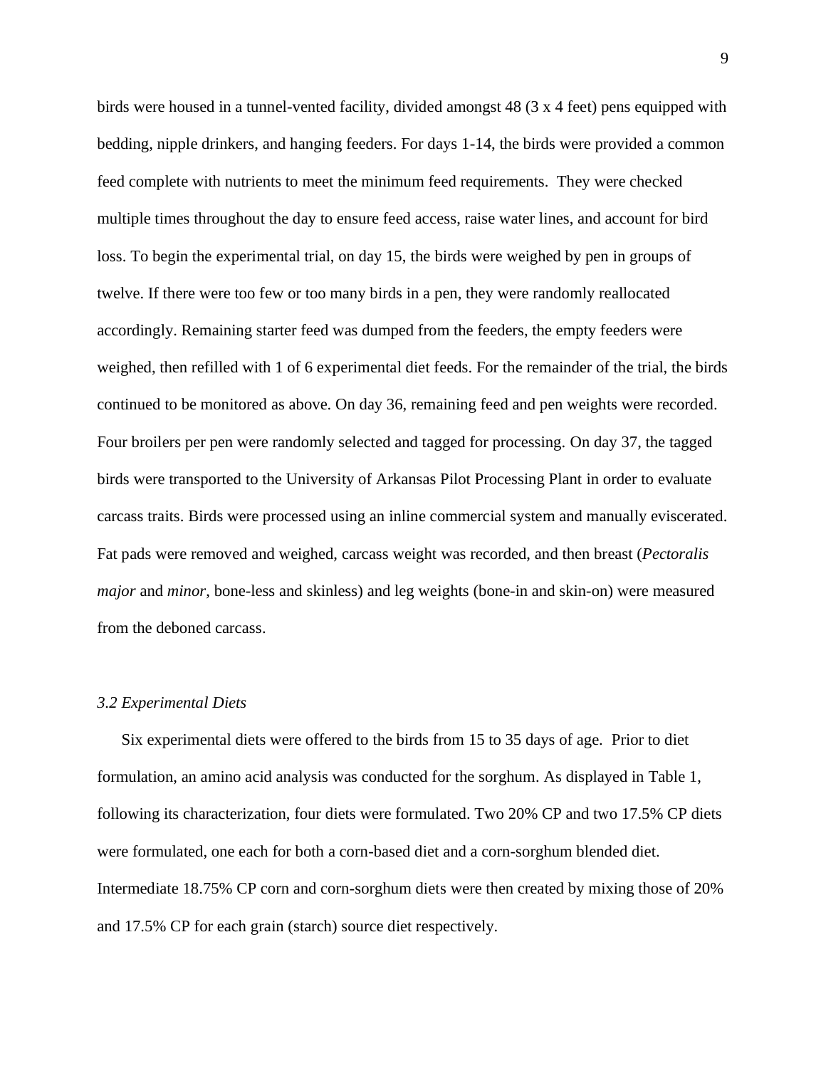birds were housed in a tunnel-vented facility, divided amongst 48 (3 x 4 feet) pens equipped with bedding, nipple drinkers, and hanging feeders. For days 1-14, the birds were provided a common feed complete with nutrients to meet the minimum feed requirements. They were checked multiple times throughout the day to ensure feed access, raise water lines, and account for bird loss. To begin the experimental trial, on day 15, the birds were weighed by pen in groups of twelve. If there were too few or too many birds in a pen, they were randomly reallocated accordingly. Remaining starter feed was dumped from the feeders, the empty feeders were weighed, then refilled with 1 of 6 experimental diet feeds. For the remainder of the trial, the birds continued to be monitored as above. On day 36, remaining feed and pen weights were recorded. Four broilers per pen were randomly selected and tagged for processing. On day 37, the tagged birds were transported to the University of Arkansas Pilot Processing Plant in order to evaluate carcass traits. Birds were processed using an inline commercial system and manually eviscerated. Fat pads were removed and weighed, carcass weight was recorded, and then breast (*Pectoralis major* and *minor*, bone-less and skinless) and leg weights (bone-in and skin-on) were measured from the deboned carcass.

### *3.2 Experimental Diets*

Six experimental diets were offered to the birds from 15 to 35 days of age. Prior to diet formulation, an amino acid analysis was conducted for the sorghum. As displayed in Table 1, following its characterization, four diets were formulated. Two 20% CP and two 17.5% CP diets were formulated, one each for both a corn-based diet and a corn-sorghum blended diet. Intermediate 18.75% CP corn and corn-sorghum diets were then created by mixing those of 20% and 17.5% CP for each grain (starch) source diet respectively.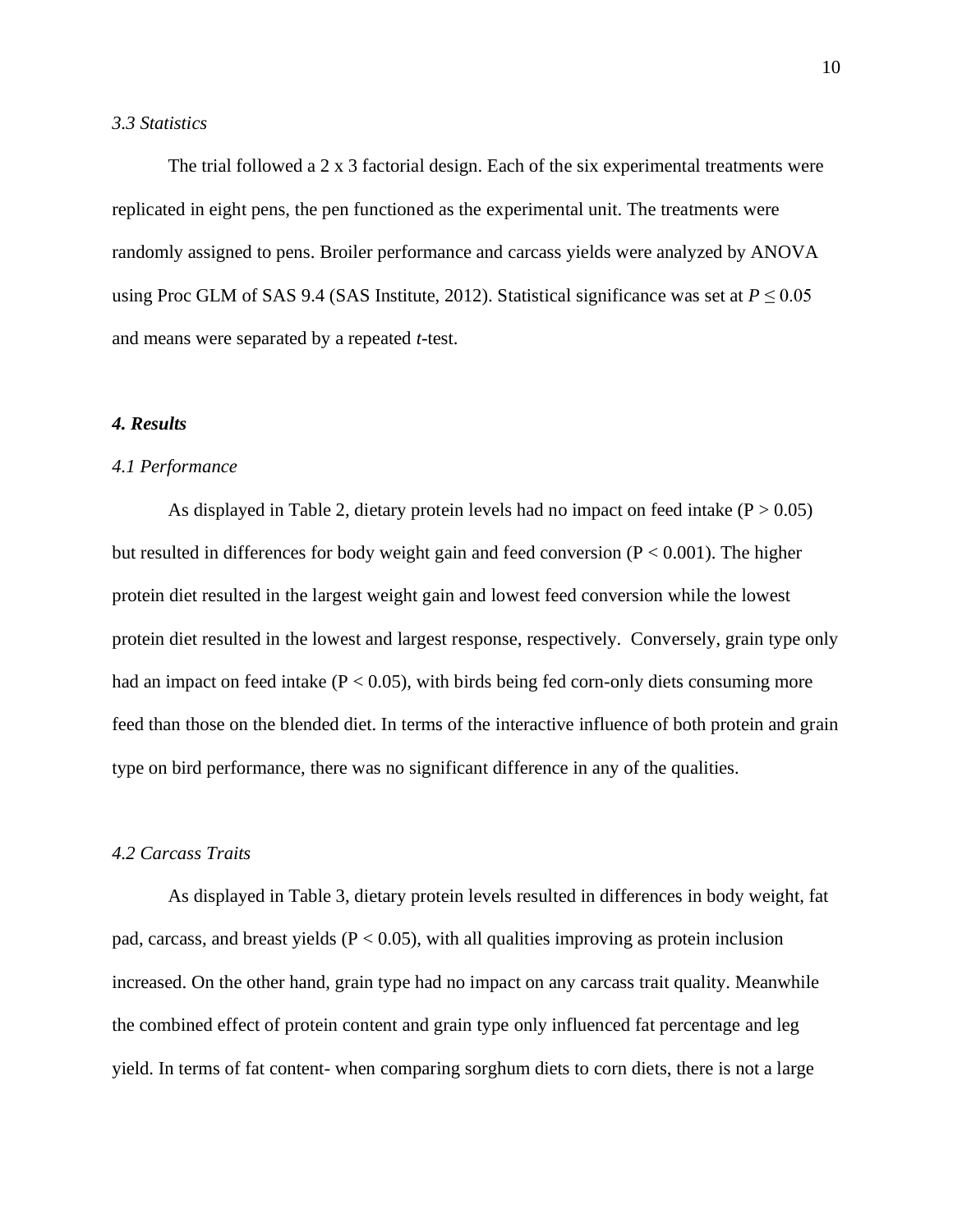### *3.3 Statistics*

The trial followed a 2 x 3 factorial design. Each of the six experimental treatments were replicated in eight pens, the pen functioned as the experimental unit. The treatments were randomly assigned to pens. Broiler performance and carcass yields were analyzed by ANOVA using Proc GLM of SAS 9.4 (SAS Institute, 2012). Statistical significance was set at $P \leq 0.05$ and means were separated by a repeated *t*-test.

## ***4. Results***

### *4.1 Performance*

As displayed in Table 2, dietary protein levels had no impact on feed intake ($P > 0.05$) but resulted in differences for body weight gain and feed conversion ($P < 0.001$). The higher protein diet resulted in the largest weight gain and lowest feed conversion while the lowest protein diet resulted in the lowest and largest response, respectively. Conversely, grain type only had an impact on feed intake ($P < 0.05$), with birds being fed corn-only diets consuming more feed than those on the blended diet. In terms of the interactive influence of both protein and grain type on bird performance, there was no significant difference in any of the qualities.

### *4.2 Carcass Traits*

As displayed in Table 3, dietary protein levels resulted in differences in body weight, fat pad, carcass, and breast yields ($P < 0.05$), with all qualities improving as protein inclusion increased. On the other hand, grain type had no impact on any carcass trait quality. Meanwhile the combined effect of protein content and grain type only influenced fat percentage and leg yield. In terms of fat content- when comparing sorghum diets to corn diets, there is not a large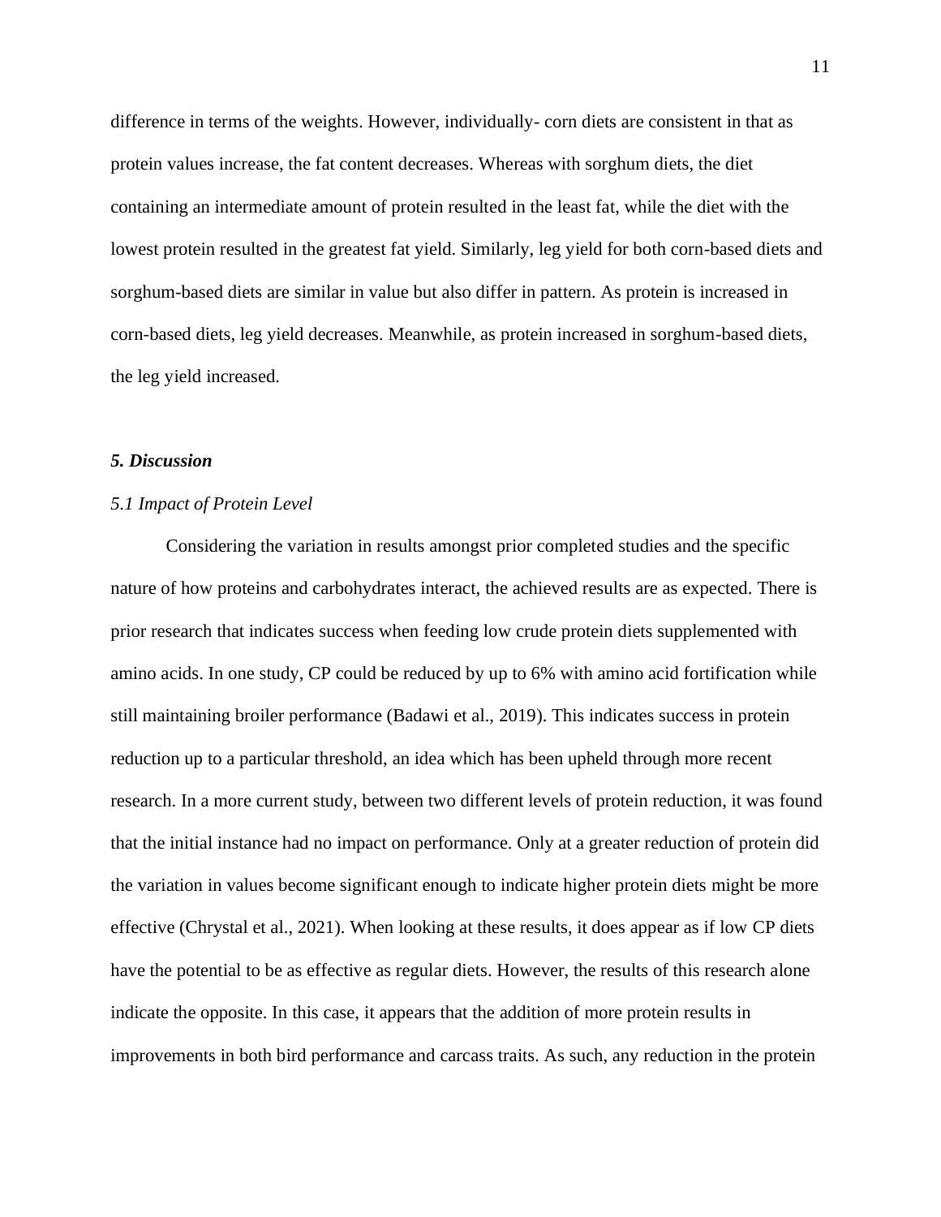difference in terms of the weights. However, individually- corn diets are consistent in that as protein values increase, the fat content decreases. Whereas with sorghum diets, the diet containing an intermediate amount of protein resulted in the least fat, while the diet with the lowest protein resulted in the greatest fat yield. Similarly, leg yield for both corn-based diets and sorghum-based diets are similar in value but also differ in pattern. As protein is increased in corn-based diets, leg yield decreases. Meanwhile, as protein increased in sorghum-based diets, the leg yield increased.

### *5. Discussion*

#### *5.1 Impact of Protein Level*

Considering the variation in results amongst prior completed studies and the specific nature of how proteins and carbohydrates interact, the achieved results are as expected. There is prior research that indicates success when feeding low crude protein diets supplemented with amino acids. In one study, CP could be reduced by up to 6% with amino acid fortification while still maintaining broiler performance (Badawi et al., 2019). This indicates success in protein reduction up to a particular threshold, an idea which has been upheld through more recent research. In a more current study, between two different levels of protein reduction, it was found that the initial instance had no impact on performance. Only at a greater reduction of protein did the variation in values become significant enough to indicate higher protein diets might be more effective (Chrystal et al., 2021). When looking at these results, it does appear as if low CP diets have the potential to be as effective as regular diets. However, the results of this research alone indicate the opposite. In this case, it appears that the addition of more protein results in improvements in both bird performance and carcass traits. As such, any reduction in the protein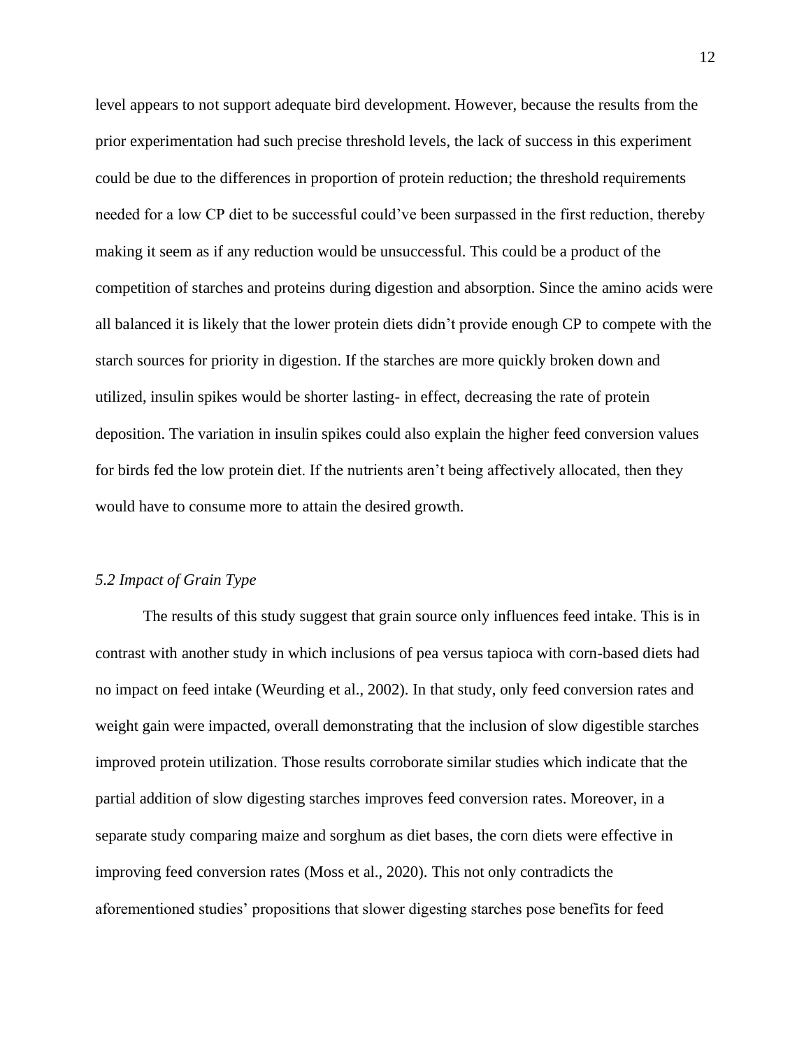level appears to not support adequate bird development. However, because the results from the prior experimentation had such precise threshold levels, the lack of success in this experiment could be due to the differences in proportion of protein reduction; the threshold requirements needed for a low CP diet to be successful could've been surpassed in the first reduction, thereby making it seem as if any reduction would be unsuccessful. This could be a product of the competition of starches and proteins during digestion and absorption. Since the amino acids were all balanced it is likely that the lower protein diets didn't provide enough CP to compete with the starch sources for priority in digestion. If the starches are more quickly broken down and utilized, insulin spikes would be shorter lasting- in effect, decreasing the rate of protein deposition. The variation in insulin spikes could also explain the higher feed conversion values for birds fed the low protein diet. If the nutrients aren't being affectively allocated, then they would have to consume more to attain the desired growth.

### *5.2 Impact of Grain Type*

The results of this study suggest that grain source only influences feed intake. This is in contrast with another study in which inclusions of pea versus tapioca with corn-based diets had no impact on feed intake (Weurding et al., 2002). In that study, only feed conversion rates and weight gain were impacted, overall demonstrating that the inclusion of slow digestible starches improved protein utilization. Those results corroborate similar studies which indicate that the partial addition of slow digesting starches improves feed conversion rates. Moreover, in a separate study comparing maize and sorghum as diet bases, the corn diets were effective in improving feed conversion rates (Moss et al., 2020). This not only contradicts the aforementioned studies' propositions that slower digesting starches pose benefits for feed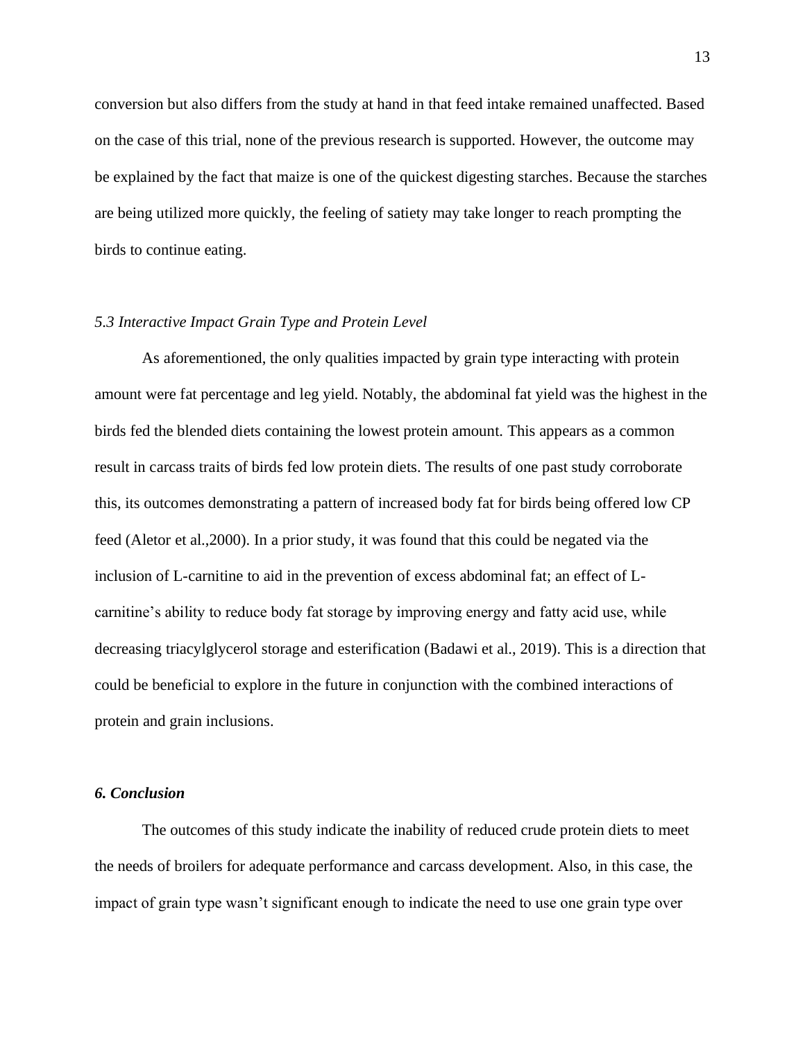conversion but also differs from the study at hand in that feed intake remained unaffected. Based on the case of this trial, none of the previous research is supported. However, the outcome may be explained by the fact that maize is one of the quickest digesting starches. Because the starches are being utilized more quickly, the feeling of satiety may take longer to reach prompting the birds to continue eating.

### *5.3 Interactive Impact Grain Type and Protein Level*

As aforementioned, the only qualities impacted by grain type interacting with protein amount were fat percentage and leg yield. Notably, the abdominal fat yield was the highest in the birds fed the blended diets containing the lowest protein amount. This appears as a common result in carcass traits of birds fed low protein diets. The results of one past study corroborate this, its outcomes demonstrating a pattern of increased body fat for birds being offered low CP feed (Aletor et al.,2000). In a prior study, it was found that this could be negated via the inclusion of L-carnitine to aid in the prevention of excess abdominal fat; an effect of L-carnitine's ability to reduce body fat storage by improving energy and fatty acid use, while decreasing triacylglycerol storage and esterification (Badawi et al., 2019). This is a direction that could be beneficial to explore in the future in conjunction with the combined interactions of protein and grain inclusions.

## ***6. Conclusion***

The outcomes of this study indicate the inability of reduced crude protein diets to meet the needs of broilers for adequate performance and carcass development. Also, in this case, the impact of grain type wasn't significant enough to indicate the need to use one grain type over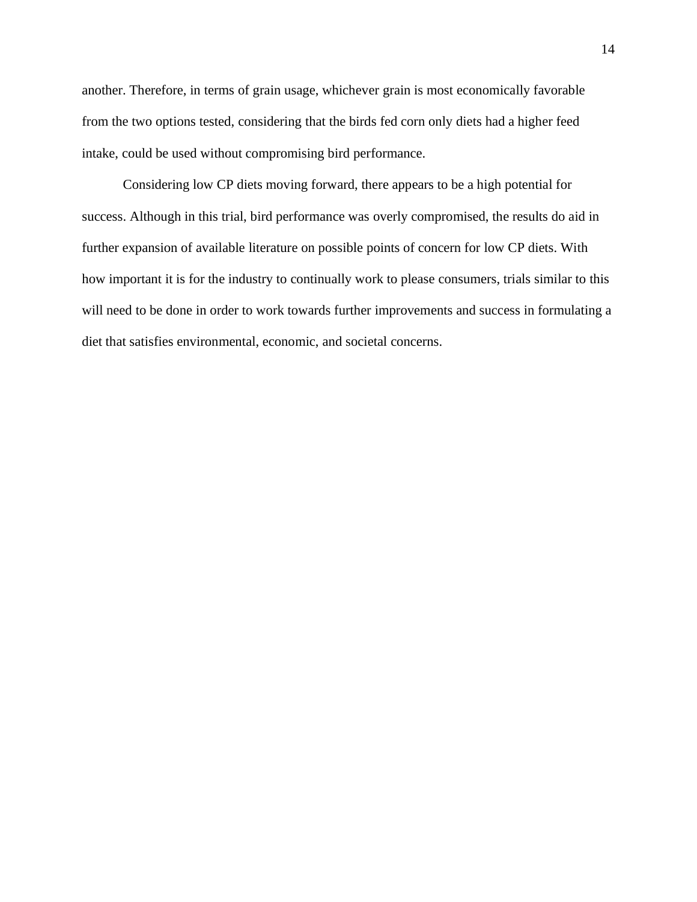another. Therefore, in terms of grain usage, whichever grain is most economically favorable from the two options tested, considering that the birds fed corn only diets had a higher feed intake, could be used without compromising bird performance.

Considering low CP diets moving forward, there appears to be a high potential for success. Although in this trial, bird performance was overly compromised, the results do aid in further expansion of available literature on possible points of concern for low CP diets. With how important it is for the industry to continually work to please consumers, trials similar to this will need to be done in order to work towards further improvements and success in formulating a diet that satisfies environmental, economic, and societal concerns.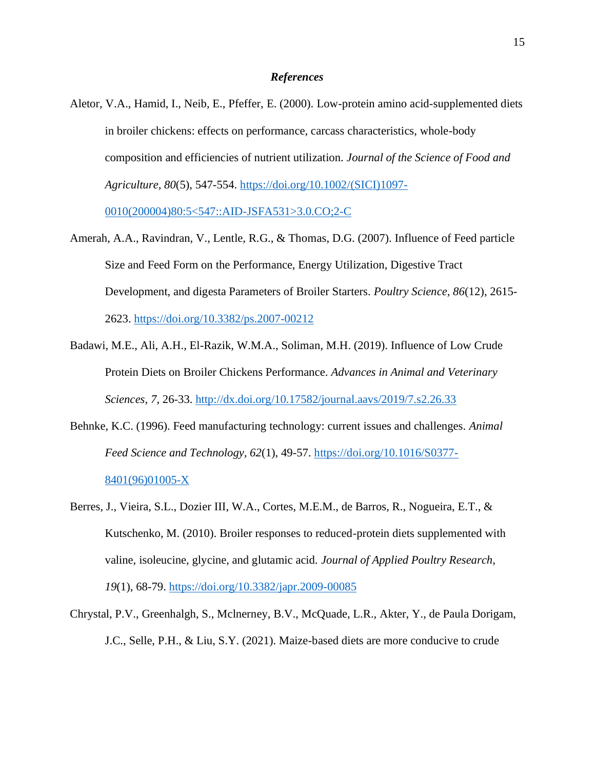### *References*

Aletor, V.A., Hamid, I., Neib, E., Pfeffer, E. (2000). Low-protein amino acid-supplemented diets in broiler chickens: effects on performance, carcass characteristics, whole-body composition and efficiencies of nutrient utilization. *Journal of the Science of Food and Agriculture, 80*(5), 547-554. https://doi.org/10.1002/(SICI)1097-0010(200004)80:5<547::AID-JSFA531>3.0.CO;2-C

Amerah, A.A., Ravindran, V., Lentle, R.G., & Thomas, D.G. (2007). Influence of Feed particle Size and Feed Form on the Performance, Energy Utilization, Digestive Tract Development, and digesta Parameters of Broiler Starters. *Poultry Science, 86*(12), 2615-2623. https://doi.org/10.3382/ps.2007-00212

Badawi, M.E., Ali, A.H., El-Razik, W.M.A., Soliman, M.H. (2019). Influence of Low Crude Protein Diets on Broiler Chickens Performance. *Advances in Animal and Veterinary Sciences, 7*, 26-33. http://dx.doi.org/10.17582/journal.aavs/2019/7.s2.26.33

Behnke, K.C. (1996). Feed manufacturing technology: current issues and challenges. *Animal Feed Science and Technology, 62*(1), 49-57. https://doi.org/10.1016/S0377-8401(96)01005-X

Berres, J., Vieira, S.L., Dozier III, W.A., Cortes, M.E.M., de Barros, R., Nogueira, E.T., & Kutschenko, M. (2010). Broiler responses to reduced-protein diets supplemented with valine, isoleucine, glycine, and glutamic acid. *Journal of Applied Poultry Research, 19*(1), 68-79. https://doi.org/10.3382/japr.2009-00085

Chrystal, P.V., Greenhalgh, S., Mclnerney, B.V., McQuade, L.R., Akter, Y., de Paula Dorigam, J.C., Selle, P.H., & Liu, S.Y. (2021). Maize-based diets are more conducive to crude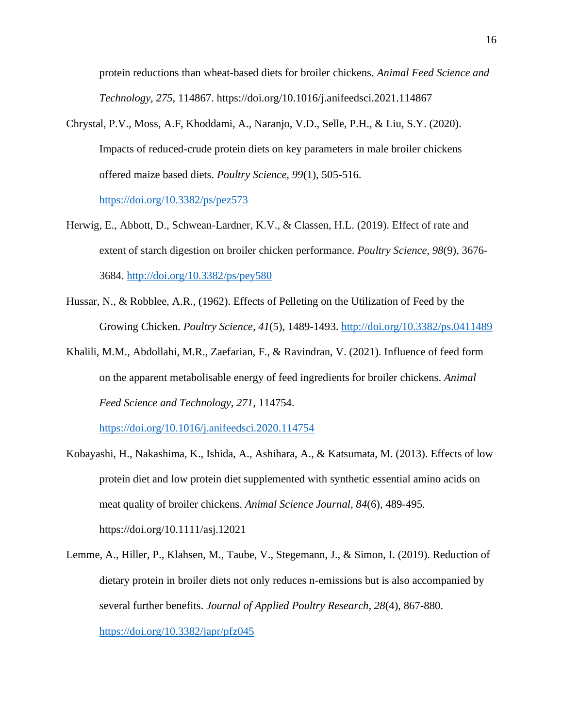protein reductions than wheat-based diets for broiler chickens. *Animal Feed Science and Technology, 275*, 114867. https://doi.org/10.1016/j.anifeedsci.2021.114867

Chrystal, P.V., Moss, A.F, Khoddami, A., Naranjo, V.D., Selle, P.H., & Liu, S.Y. (2020). Impacts of reduced-crude protein diets on key parameters in male broiler chickens offered maize based diets. *Poultry Science, 99*(1), 505-516. https://doi.org/10.3382/ps/pez573

Herwig, E., Abbott, D., Schwean-Lardner, K.V., & Classen, H.L. (2019). Effect of rate and extent of starch digestion on broiler chicken performance. *Poultry Science, 98*(9), 3676-3684. http://doi.org/10.3382/ps/pey580

Hussar, N., & Robblee, A.R., (1962). Effects of Pelleting on the Utilization of Feed by the Growing Chicken. *Poultry Science, 41*(5), 1489-1493. http://doi.org/10.3382/ps.0411489

Khalili, M.M., Abdollahi, M.R., Zaefarian, F., & Ravindran, V. (2021). Influence of feed form on the apparent metabolisable energy of feed ingredients for broiler chickens. *Animal Feed Science and Technology, 271*, 114754. https://doi.org/10.1016/j.anifeedsci.2020.114754

Kobayashi, H., Nakashima, K., Ishida, A., Ashihara, A., & Katsumata, M. (2013). Effects of low protein diet and low protein diet supplemented with synthetic essential amino acids on meat quality of broiler chickens. *Animal Science Journal, 84*(6), 489-495. https://doi.org/10.1111/asj.12021

Lemme, A., Hiller, P., Klahsen, M., Taube, V., Stegemann, J., & Simon, I. (2019). Reduction of dietary protein in broiler diets not only reduces n-emissions but is also accompanied by several further benefits. *Journal of Applied Poultry Research, 28*(4), 867-880. https://doi.org/10.3382/japr/pfz045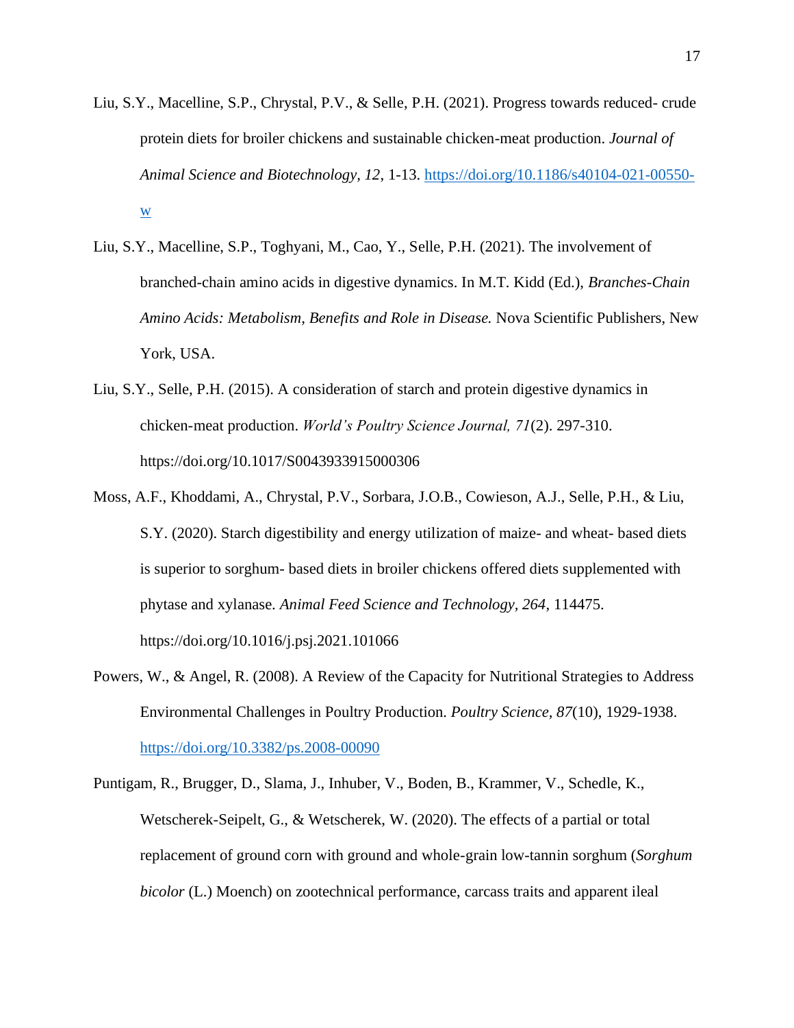Liu, S.Y., Macelline, S.P., Chrystal, P.V., & Selle, P.H. (2021). Progress towards reduced- crude protein diets for broiler chickens and sustainable chicken-meat production. *Journal of Animal Science and Biotechnology*, *12*, 1-13. https://doi.org/10.1186/s40104-021-00550-w

Liu, S.Y., Macelline, S.P., Toghyani, M., Cao, Y., Selle, P.H. (2021). The involvement of branched-chain amino acids in digestive dynamics. In M.T. Kidd (Ed.), *Branches-Chain Amino Acids: Metabolism, Benefits and Role in Disease.* Nova Scientific Publishers, New York, USA.

Liu, S.Y., Selle, P.H. (2015). A consideration of starch and protein digestive dynamics in chicken-meat production. *World's Poultry Science Journal, 71*(2). 297-310. https://doi.org/10.1017/S0043933915000306

Moss, A.F., Khoddami, A., Chrystal, P.V., Sorbara, J.O.B., Cowieson, A.J., Selle, P.H., & Liu, S.Y. (2020). Starch digestibility and energy utilization of maize- and wheat- based diets is superior to sorghum- based diets in broiler chickens offered diets supplemented with phytase and xylanase. *Animal Feed Science and Technology*, *264*, 114475. https://doi.org/10.1016/j.psj.2021.101066

Powers, W., & Angel, R. (2008). A Review of the Capacity for Nutritional Strategies to Address Environmental Challenges in Poultry Production. *Poultry Science, 87*(10), 1929-1938. https://doi.org/10.3382/ps.2008-00090

Puntigam, R., Brugger, D., Slama, J., Inhuber, V., Boden, B., Krammer, V., Schedle, K., Wetscherek-Seipelt, G., & Wetscherek, W. (2020). The effects of a partial or total replacement of ground corn with ground and whole-grain low-tannin sorghum (*Sorghum bicolor* (L.) Moench) on zootechnical performance, carcass traits and apparent ileal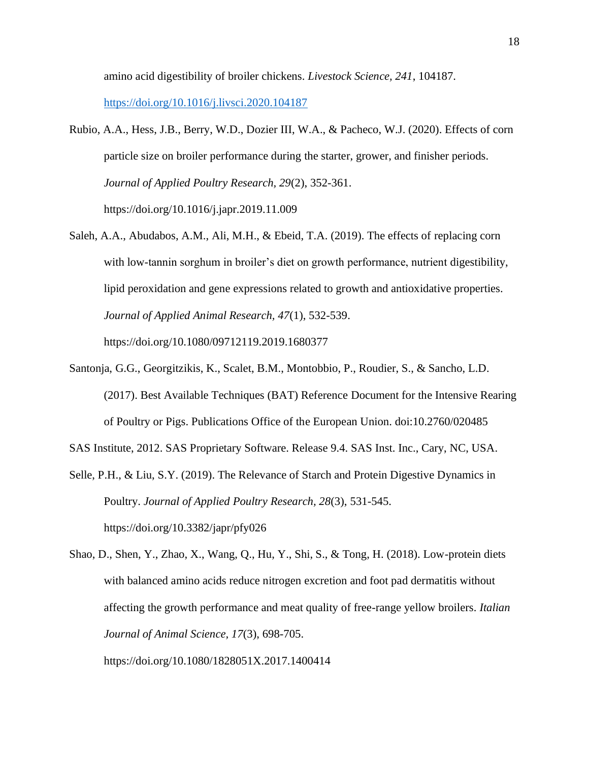amino acid digestibility of broiler chickens. *Livestock Science, 241*, 104187. https://doi.org/10.1016/j.livsci.2020.104187

Rubio, A.A., Hess, J.B., Berry, W.D., Dozier III, W.A., & Pacheco, W.J. (2020). Effects of corn particle size on broiler performance during the starter, grower, and finisher periods. *Journal of Applied Poultry Research, 29*(2), 352-361. https://doi.org/10.1016/j.japr.2019.11.009

Saleh, A.A., Abudabos, A.M., Ali, M.H., & Ebeid, T.A. (2019). The effects of replacing corn with low-tannin sorghum in broiler's diet on growth performance, nutrient digestibility, lipid peroxidation and gene expressions related to growth and antioxidative properties. *Journal of Applied Animal Research, 47*(1), 532-539. https://doi.org/10.1080/09712119.2019.1680377

Santonja, G.G., Georgitzikis, K., Scalet, B.M., Montobbio, P., Roudier, S., & Sancho, L.D. (2017). Best Available Techniques (BAT) Reference Document for the Intensive Rearing of Poultry or Pigs. Publications Office of the European Union. doi:10.2760/020485

SAS Institute, 2012. SAS Proprietary Software. Release 9.4. SAS Inst. Inc., Cary, NC, USA.

Selle, P.H., & Liu, S.Y. (2019). The Relevance of Starch and Protein Digestive Dynamics in Poultry. *Journal of Applied Poultry Research, 28*(3), 531-545. https://doi.org/10.3382/japr/pfy026

Shao, D., Shen, Y., Zhao, X., Wang, Q., Hu, Y., Shi, S., & Tong, H. (2018). Low-protein diets with balanced amino acids reduce nitrogen excretion and foot pad dermatitis without affecting the growth performance and meat quality of free-range yellow broilers. *Italian Journal of Animal Science, 17*(3), 698-705. https://doi.org/10.1080/1828051X.2017.1400414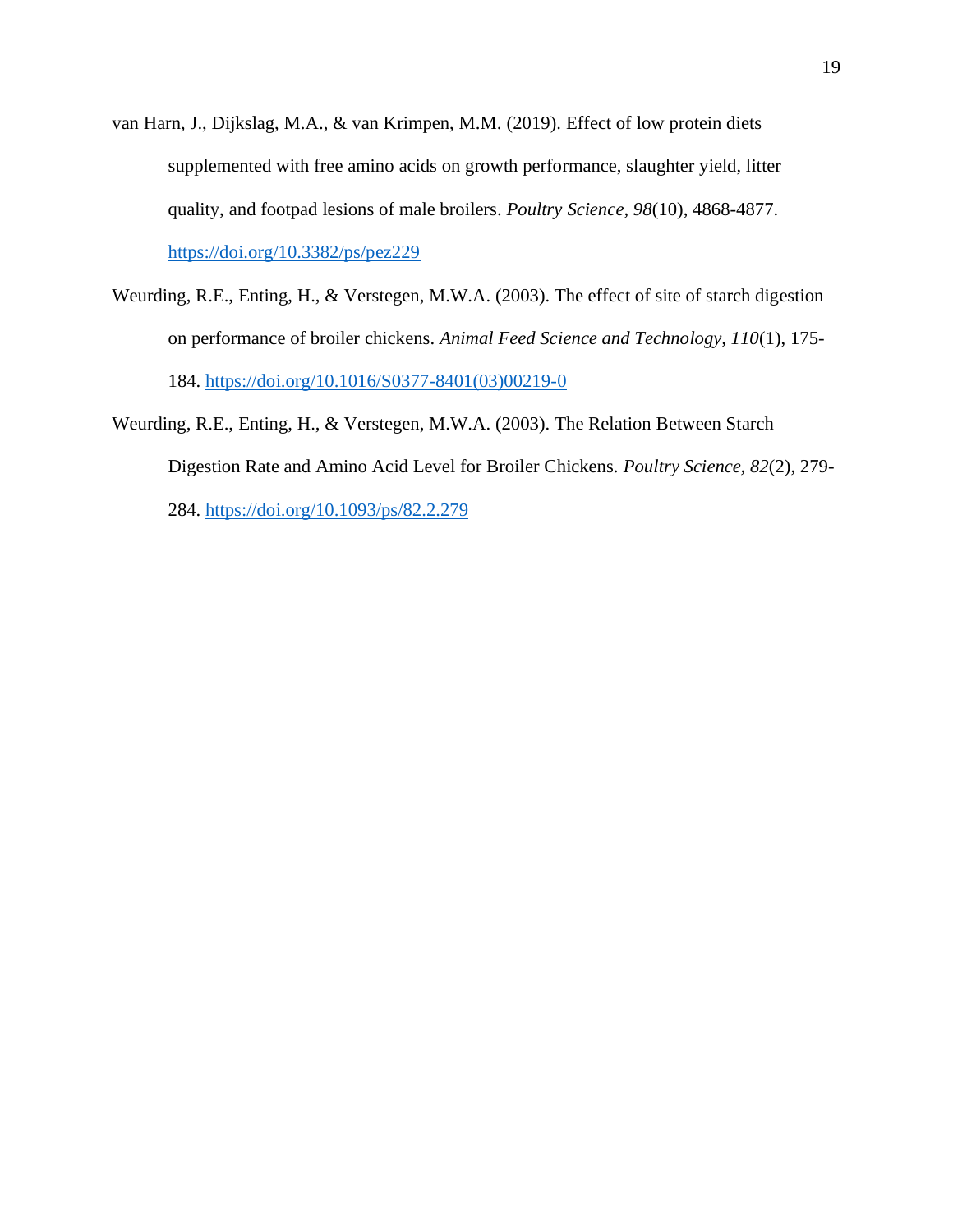van Harn, J., Dijkslag, M.A., & van Krimpen, M.M. (2019). Effect of low protein diets supplemented with free amino acids on growth performance, slaughter yield, litter quality, and footpad lesions of male broilers. *Poultry Science*, *98*(10), 4868-4877. https://doi.org/10.3382/ps/pez229

Weurding, R.E., Enting, H., & Verstegen, M.W.A. (2003). The effect of site of starch digestion on performance of broiler chickens. *Animal Feed Science and Technology, 110*(1), 175-184. https://doi.org/10.1016/S0377-8401(03)00219-0

Weurding, R.E., Enting, H., & Verstegen, M.W.A. (2003). The Relation Between Starch Digestion Rate and Amino Acid Level for Broiler Chickens. *Poultry Science, 82*(2), 279-284. https://doi.org/10.1093/ps/82.2.279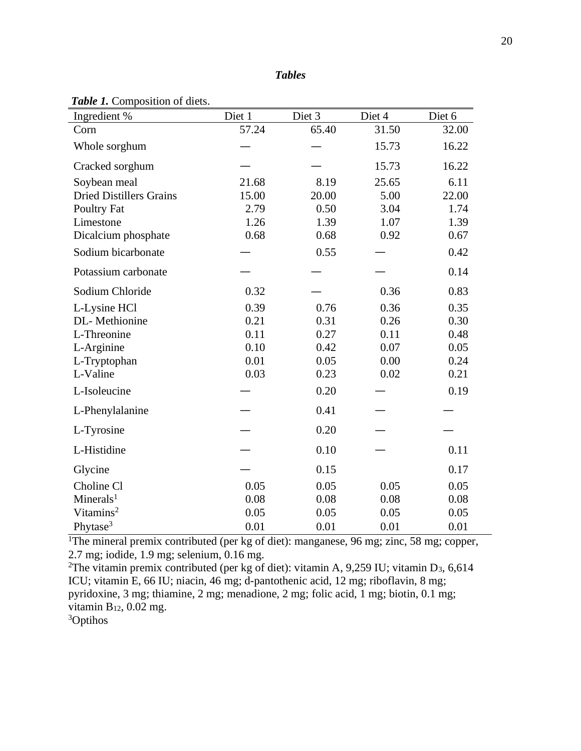## *Tables*

***Table 1.*** Composition of diets.

| Ingredient % | Diet 1 | Diet 3 | Diet 4 | Diet 6 |
|---|---|---|---|---|
| Corn | 57.24 | 65.40 | 31.50 | 32.00 |
| Whole sorghum | — | — | 15.73 | 16.22 |
| Cracked sorghum | — | — | 15.73 | 16.22 |
| Soybean meal | 21.68 | 8.19 | 25.65 | 6.11 |
| Dried Distillers Grains | 15.00 | 20.00 | 5.00 | 22.00 |
| Poultry Fat | 2.79 | 0.50 | 3.04 | 1.74 |
| Limestone | 1.26 | 1.39 | 1.07 | 1.39 |
| Dicalcium phosphate | 0.68 | 0.68 | 0.92 | 0.67 |
| Sodium bicarbonate | — | 0.55 | — | 0.42 |
| Potassium carbonate | — | — | — | 0.14 |
| Sodium Chloride | 0.32 | — | 0.36 | 0.83 |
| L-Lysine HCl | 0.39 | 0.76 | 0.36 | 0.35 |
| DL- Methionine | 0.21 | 0.31 | 0.26 | 0.30 |
| L-Threonine | 0.11 | 0.27 | 0.11 | 0.48 |
| L-Arginine | 0.10 | 0.42 | 0.07 | 0.05 |
| L-Tryptophan | 0.01 | 0.05 | 0.00 | 0.24 |
| L-Valine | 0.03 | 0.23 | 0.02 | 0.21 |
| L-Isoleucine | — | 0.20 | — | 0.19 |
| L-Phenylalanine | — | 0.41 | — | — |
| L-Tyrosine | — | 0.20 | — | — |
| L-Histidine | — | 0.10 | — | 0.11 |
| Glycine | — | 0.15 | | 0.17 |
| Choline Cl | 0.05 | 0.05 | 0.05 | 0.05 |
| Minerals[1] | 0.08 | 0.08 | 0.08 | 0.08 |
| Vitamins[2] | 0.05 | 0.05 | 0.05 | 0.05 |
| Phytase[3] | 0.01 | 0.01 | 0.01 | 0.01 |

[1]The mineral premix contributed (per kg of diet): manganese, 96 mg; zinc, 58 mg; copper, 2.7 mg; iodide, 1.9 mg; selenium, 0.16 mg.

[2]The vitamin premix contributed (per kg of diet): vitamin A, 9,259 IU; vitamin $D_3$, 6,614 ICU; vitamin E, 66 IU; niacin, 46 mg; d-pantothenic acid, 12 mg; riboflavin, 8 mg; pyridoxine, 3 mg; thiamine, 2 mg; menadione, 2 mg; folic acid, 1 mg; biotin, 0.1 mg; vitamin $B_{12}$, 0.02 mg.

[3]Optihos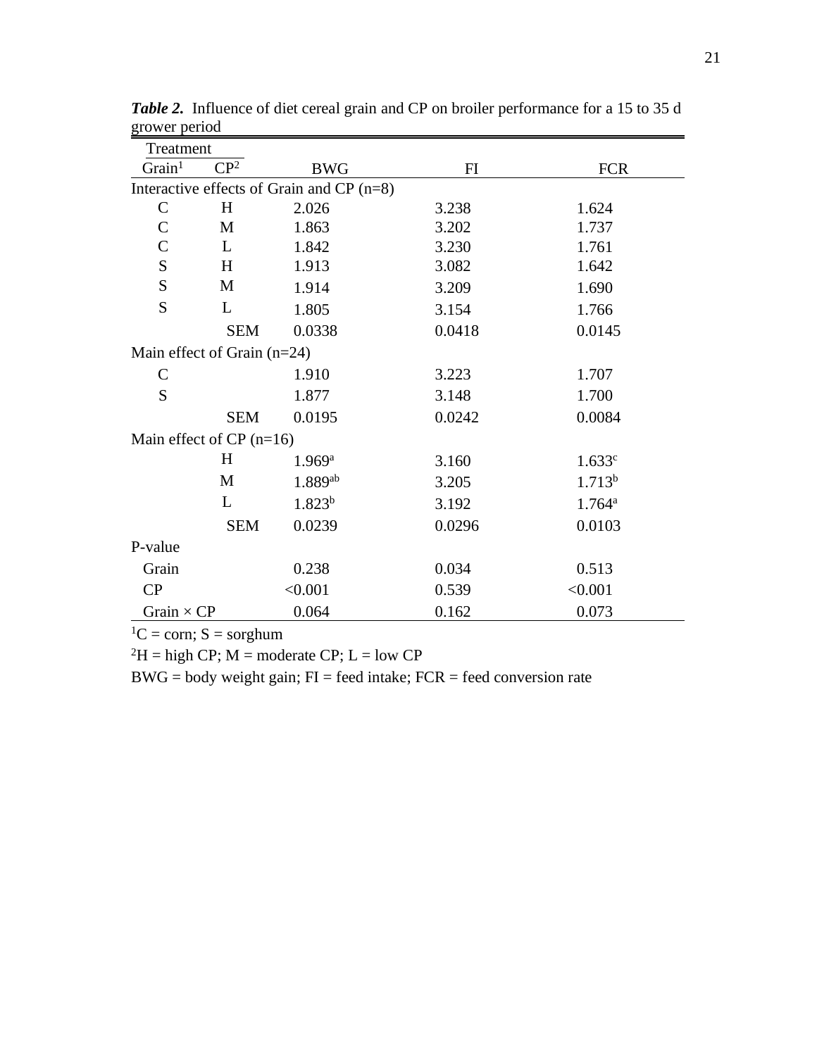***Table 2.*** Influence of diet cereal grain and CP on broiler performance for a 15 to 35 d grower period

| Treatment | | | | |
|---|---|---|---|---|
| Grain[1] | CP[2] | BWG | FI | FCR |
| Interactive effects of Grain and CP (n=8) | | | | |
| C | H | 2.026 | 3.238 | 1.624 |
| C | M | 1.863 | 3.202 | 1.737 |
| C | L | 1.842 | 3.230 | 1.761 |
| S | H | 1.913 | 3.082 | 1.642 |
| S | M | 1.914 | 3.209 | 1.690 |
| S | L | 1.805 | 3.154 | 1.766 |
| | SEM | 0.0338 | 0.0418 | 0.0145 |
| Main effect of Grain (n=24) | | | | |
| C | | 1.910 | 3.223 | 1.707 |
| S | | 1.877 | 3.148 | 1.700 |
| | SEM | 0.0195 | 0.0242 | 0.0084 |
| Main effect of CP (n=16) | | | | |
| | H | 1.969[a] | 3.160 | 1.633[c] |
| | M | 1.889[ab] | 3.205 | 1.713[b] |
| | L | 1.823[b] | 3.192 | 1.764[a] |
| | SEM | 0.0239 | 0.0296 | 0.0103 |
| P-value | | | | |
| Grain | | 0.238 | 0.034 | 0.513 |
| CP | | <0.001 | 0.539 | <0.001 |
| Grain × CP | | 0.064 | 0.162 | 0.073 |

[1]C = corn; S = sorghum

[2]H = high CP; M = moderate CP; L = low CP

BWG = body weight gain; FI = feed intake; FCR = feed conversion rate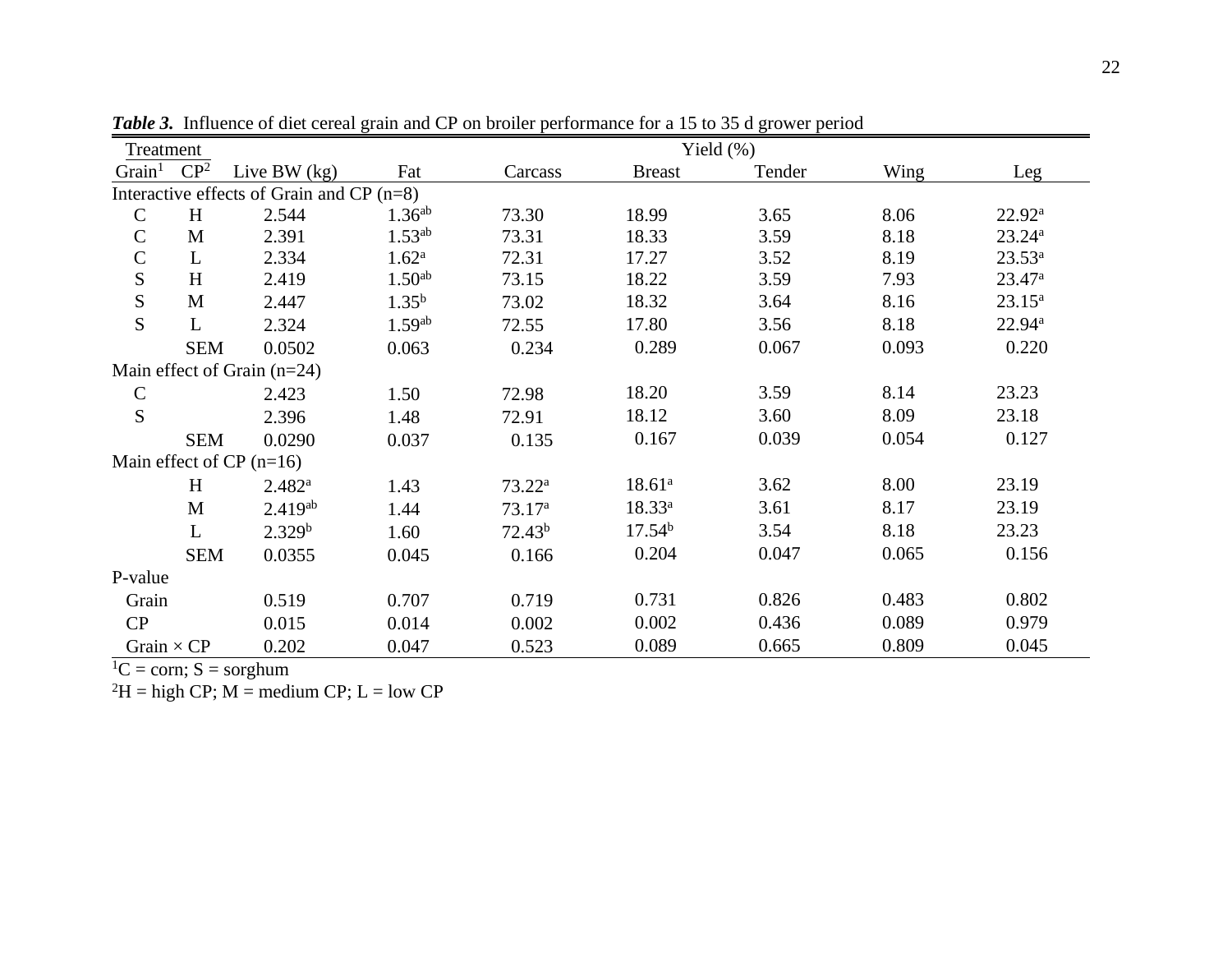***Table 3.*** Influence of diet cereal grain and CP on broiler performance for a 15 to 35 d grower period

| Treatment | | | Yield (%) | | | | | | |
|---|---|---|---|---|---|---|---|---|---|
| Grain[1] | CP[2] | Live BW (kg) | Fat | Carcass | Breast | Tender | Wing | Leg |
| Interactive effects of Grain and CP (n=8) | | | | | | | | |
| C | H | 2.544 | 1.36[ab] | 73.30 | 18.99 | 3.65 | 8.06 | 22.92[a] |
| C | M | 2.391 | 1.53[ab] | 73.31 | 18.33 | 3.59 | 8.18 | 23.24[a] |
| C | L | 2.334 | 1.62[a] | 72.31 | 17.27 | 3.52 | 8.19 | 23.53[a] |
| S | H | 2.419 | 1.50[ab] | 73.15 | 18.22 | 3.59 | 7.93 | 23.47[a] |
| S | M | 2.447 | 1.35[b] | 73.02 | 18.32 | 3.64 | 8.16 | 23.15[a] |
| S | L | 2.324 | 1.59[ab] | 72.55 | 17.80 | 3.56 | 8.18 | 22.94[a] |
| | SEM | 0.0502 | 0.063 | 0.234 | 0.289 | 0.067 | 0.093 | 0.220 |
| Main effect of Grain (n=24) | | | | | | | | |
| C | | 2.423 | 1.50 | 72.98 | 18.20 | 3.59 | 8.14 | 23.23 |
| S | | 2.396 | 1.48 | 72.91 | 18.12 | 3.60 | 8.09 | 23.18 |
| | SEM | 0.0290 | 0.037 | 0.135 | 0.167 | 0.039 | 0.054 | 0.127 |
| Main effect of CP (n=16) | | | | | | | | |
| | H | 2.482[a] | 1.43 | 73.22[a] | 18.61[a] | 3.62 | 8.00 | 23.19 |
| | M | 2.419[ab] | 1.44 | 73.17[a] | 18.33[a] | 3.61 | 8.17 | 23.19 |
| | L | 2.329[b] | 1.60 | 72.43[b] | 17.54[b] | 3.54 | 8.18 | 23.23 |
| | SEM | 0.0355 | 0.045 | 0.166 | 0.204 | 0.047 | 0.065 | 0.156 |
| P-value | | | | | | | | |
| Grain | | 0.519 | 0.707 | 0.719 | 0.731 | 0.826 | 0.483 | 0.802 |
| CP | | 0.015 | 0.014 | 0.002 | 0.002 | 0.436 | 0.089 | 0.979 |
| Grain × CP | | 0.202 | 0.047 | 0.523 | 0.089 | 0.665 | 0.809 | 0.045 |

[1]C = corn; S = sorghum

[2]H = high CP; M = medium CP; L = low CP